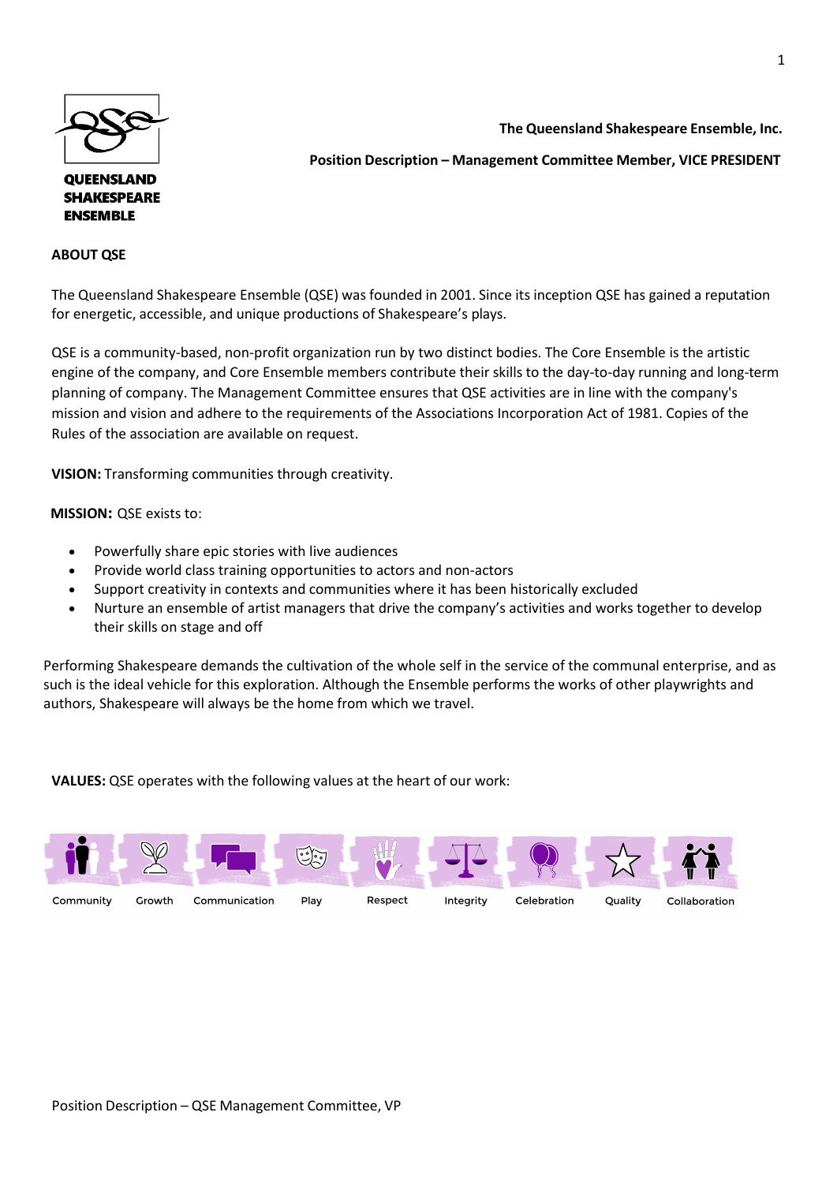QUEENSLAND SHAKESPEARE ENSEMBLE

**The Queensland Shakespeare Ensemble, Inc.**

**Position Description – Management Committee Member, VICE PRESIDENT**

## ABOUT QSE

The Queensland Shakespeare Ensemble (QSE) was founded in 2001. Since its inception QSE has gained a reputation for energetic, accessible, and unique productions of Shakespeare's plays.

QSE is a community-based, non-profit organization run by two distinct bodies. The Core Ensemble is the artistic engine of the company, and Core Ensemble members contribute their skills to the day-to-day running and long-term planning of company. The Management Committee ensures that QSE activities are in line with the company's mission and vision and adhere to the requirements of the Associations Incorporation Act of 1981. Copies of the Rules of the association are available on request.

**VISION:** Transforming communities through creativity.

**MISSION:** QSE exists to:

- Powerfully share epic stories with live audiences
- Provide world class training opportunities to actors and non-actors
- Support creativity in contexts and communities where it has been historically excluded
- Nurture an ensemble of artist managers that drive the company's activities and works together to develop their skills on stage and off

Performing Shakespeare demands the cultivation of the whole self in the service of the communal enterprise, and as such is the ideal vehicle for this exploration. Although the Ensemble performs the works of other playwrights and authors, Shakespeare will always be the home from which we travel.

**VALUES:** QSE operates with the following values at the heart of our work:

Community, Growth, Communication, Play, Respect, Integrity, Celebration, Quality, Collaboration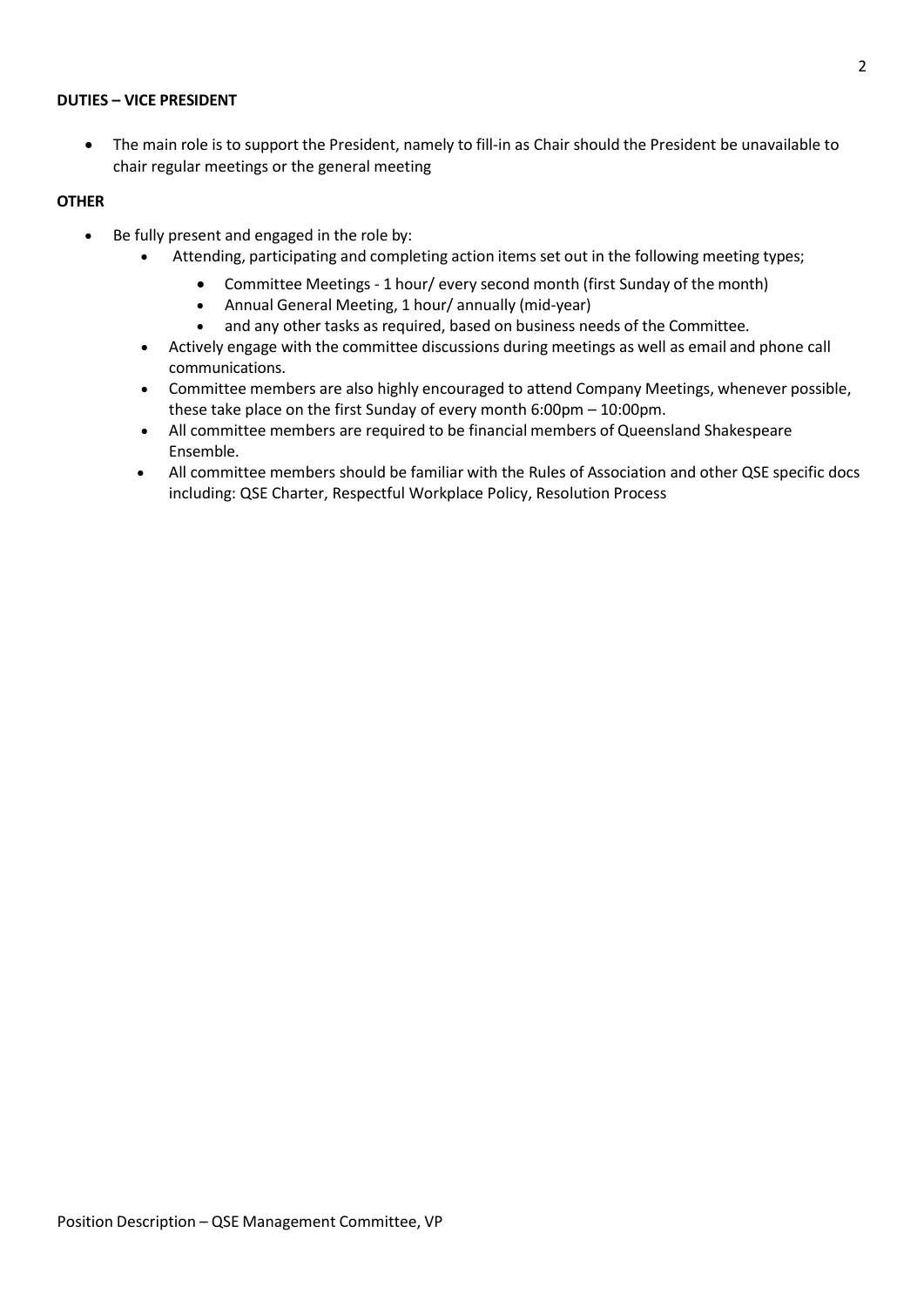**DUTIES – VICE PRESIDENT**

- The main role is to support the President, namely to fill-in as Chair should the President be unavailable to chair regular meetings or the general meeting

**OTHER**

- Be fully present and engaged in the role by:
  - Attending, participating and completing action items set out in the following meeting types;
    - Committee Meetings - 1 hour/ every second month (first Sunday of the month)
    - Annual General Meeting, 1 hour/ annually (mid-year)
    - and any other tasks as required, based on business needs of the Committee.
  - Actively engage with the committee discussions during meetings as well as email and phone call communications.
  - Committee members are also highly encouraged to attend Company Meetings, whenever possible, these take place on the first Sunday of every month 6:00pm – 10:00pm.
  - All committee members are required to be financial members of Queensland Shakespeare Ensemble.
  - All committee members should be familiar with the Rules of Association and other QSE specific docs including: QSE Charter, Respectful Workplace Policy, Resolution Process